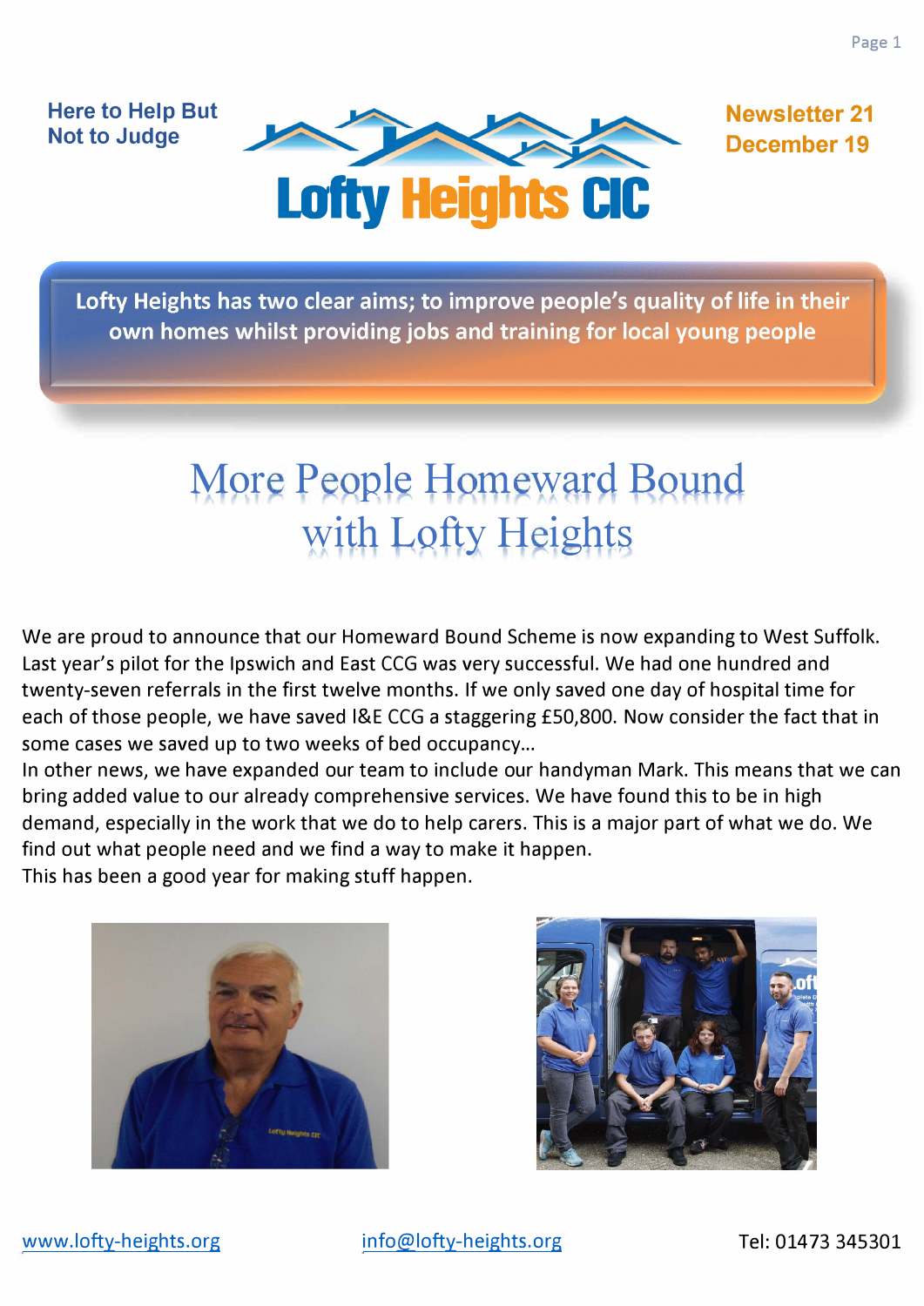Here to Help But Not to Judge

# Lofty Heights CIC

**Newsletter 21**
**December 19**

**Lofty Heights has two clear aims; to improve people's quality of life in their own homes whilst providing jobs and training for local young people**

# More People Homeward Bound with Lofty Heights

We are proud to announce that our Homeward Bound Scheme is now expanding to West Suffolk. Last year's pilot for the Ipswich and East CCG was very successful. We had one hundred and twenty-seven referrals in the first twelve months. If we only saved one day of hospital time for each of those people, we have saved I&E CCG a staggering £50,800. Now consider the fact that in some cases we saved up to two weeks of bed occupancy…

In other news, we have expanded our team to include our handyman Mark. This means that we can bring added value to our already comprehensive services. We have found this to be in high demand, especially in the work that we do to help carers. This is a major part of what we do. We find out what people need and we find a way to make it happen.

This has been a good year for making stuff happen.

www.lofty-heights.org | info@lofty-heights.org | Tel: 01473 345301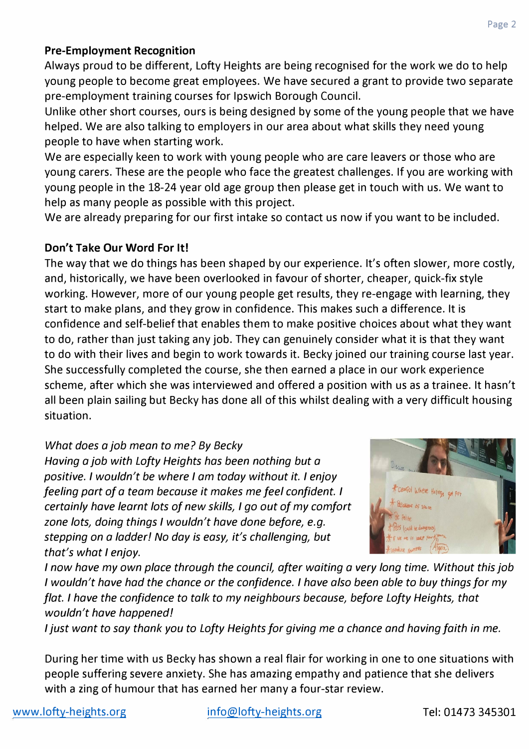**Pre-Employment Recognition**

Always proud to be different, Lofty Heights are being recognised for the work we do to help young people to become great employees. We have secured a grant to provide two separate pre-employment training courses for Ipswich Borough Council.

Unlike other short courses, ours is being designed by some of the young people that we have helped. We are also talking to employers in our area about what skills they need young people to have when starting work.

We are especially keen to work with young people who are care leavers or those who are young carers. These are the people who face the greatest challenges. If you are working with young people in the 18-24 year old age group then please get in touch with us. We want to help as many people as possible with this project.

We are already preparing for our first intake so contact us now if you want to be included.

**Don't Take Our Word For It!**

The way that we do things has been shaped by our experience. It's often slower, more costly, and, historically, we have been overlooked in favour of shorter, cheaper, quick-fix style working. However, more of our young people get results, they re-engage with learning, they start to make plans, and they grow in confidence. This makes such a difference. It is confidence and self-belief that enables them to make positive choices about what they want to do, rather than just taking any job. They can genuinely consider what it is that they want to do with their lives and begin to work towards it. Becky joined our training course last year. She successfully completed the course, she then earned a place in our work experience scheme, after which she was interviewed and offered a position with us as a trainee. It hasn't all been plain sailing but Becky has done all of this whilst dealing with a very difficult housing situation.

*What does a job mean to me? By Becky*

*Having a job with Lofty Heights has been nothing but a positive. I wouldn't be where I am today without it. I enjoy feeling part of a team because it makes me feel confident. I certainly have learnt lots of new skills, I go out of my comfort zone lots, doing things I wouldn't have done before, e.g. stepping on a ladder! No day is easy, it's challenging, but that's what I enjoy.*

*I now have my own place through the council, after waiting a very long time. Without this job I wouldn't have had the chance or the confidence. I have also been able to buy things for my flat. I have the confidence to talk to my neighbours because, before Lofty Heights, that wouldn't have happened!*

*I just want to say thank you to Lofty Heights for giving me a chance and having faith in me.*

During her time with us Becky has shown a real flair for working in one to one situations with people suffering severe anxiety. She has amazing empathy and patience that she delivers with a zing of humour that has earned her many a four-star review.

www.lofty-heights.org info@lofty-heights.org Tel: 01473 345301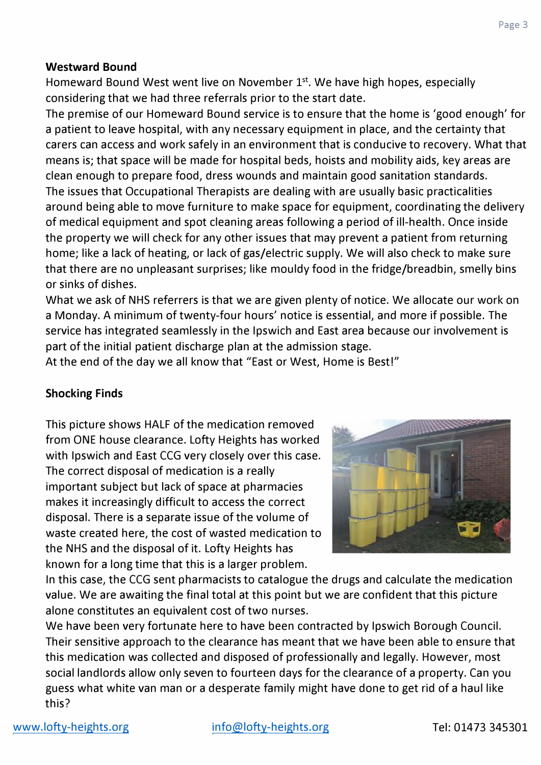**Westward Bound**

Homeward Bound West went live on November 1st. We have high hopes, especially considering that we had three referrals prior to the start date.

The premise of our Homeward Bound service is to ensure that the home is 'good enough' for a patient to leave hospital, with any necessary equipment in place, and the certainty that carers can access and work safely in an environment that is conducive to recovery. What that means is; that space will be made for hospital beds, hoists and mobility aids, key areas are clean enough to prepare food, dress wounds and maintain good sanitation standards.

The issues that Occupational Therapists are dealing with are usually basic practicalities around being able to move furniture to make space for equipment, coordinating the delivery of medical equipment and spot cleaning areas following a period of ill-health. Once inside the property we will check for any other issues that may prevent a patient from returning home; like a lack of heating, or lack of gas/electric supply. We will also check to make sure that there are no unpleasant surprises; like mouldy food in the fridge/breadbin, smelly bins or sinks of dishes.

What we ask of NHS referrers is that we are given plenty of notice. We allocate our work on a Monday. A minimum of twenty-four hours' notice is essential, and more if possible. The service has integrated seamlessly in the Ipswich and East area because our involvement is part of the initial patient discharge plan at the admission stage.

At the end of the day we all know that "East or West, Home is Best!"

**Shocking Finds**

This picture shows HALF of the medication removed from ONE house clearance. Lofty Heights has worked with Ipswich and East CCG very closely over this case. The correct disposal of medication is a really important subject but lack of space at pharmacies makes it increasingly difficult to access the correct disposal. There is a separate issue of the volume of waste created here, the cost of wasted medication to the NHS and the disposal of it. Lofty Heights has known for a long time that this is a larger problem.

In this case, the CCG sent pharmacists to catalogue the drugs and calculate the medication value. We are awaiting the final total at this point but we are confident that this picture alone constitutes an equivalent cost of two nurses.

We have been very fortunate here to have been contracted by Ipswich Borough Council. Their sensitive approach to the clearance has meant that we have been able to ensure that this medication was collected and disposed of professionally and legally. However, most social landlords allow only seven to fourteen days for the clearance of a property. Can you guess what white van man or a desperate family might have done to get rid of a haul like this?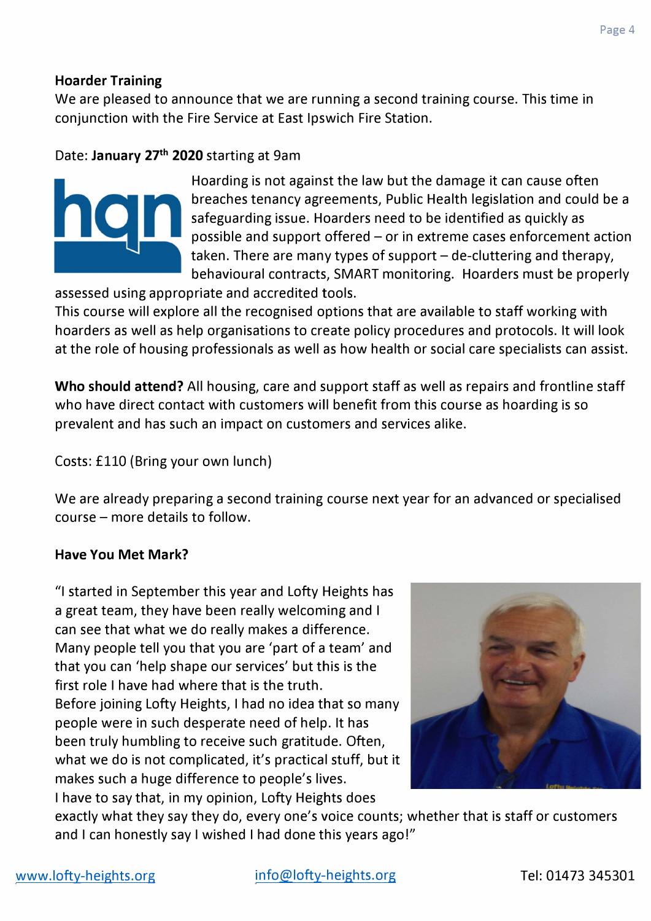**Hoarder Training**

We are pleased to announce that we are running a second training course. This time in conjunction with the Fire Service at East Ipswich Fire Station.

Date: **January 27th 2020** starting at 9am

Hoarding is not against the law but the damage it can cause often breaches tenancy agreements, Public Health legislation and could be a safeguarding issue. Hoarders need to be identified as quickly as possible and support offered – or in extreme cases enforcement action taken. There are many types of support – de-cluttering and therapy, behavioural contracts, SMART monitoring. Hoarders must be properly assessed using appropriate and accredited tools.

This course will explore all the recognised options that are available to staff working with hoarders as well as help organisations to create policy procedures and protocols. It will look at the role of housing professionals as well as how health or social care specialists can assist.

**Who should attend?** All housing, care and support staff as well as repairs and frontline staff who have direct contact with customers will benefit from this course as hoarding is so prevalent and has such an impact on customers and services alike.

Costs: £110 (Bring your own lunch)

We are already preparing a second training course next year for an advanced or specialised course – more details to follow.

**Have You Met Mark?**

"I started in September this year and Lofty Heights has a great team, they have been really welcoming and I can see that what we do really makes a difference. Many people tell you that you are 'part of a team' and that you can 'help shape our services' but this is the first role I have had where that is the truth.
Before joining Lofty Heights, I had no idea that so many people were in such desperate need of help. It has been truly humbling to receive such gratitude. Often, what we do is not complicated, it's practical stuff, but it makes such a huge difference to people's lives.
I have to say that, in my opinion, Lofty Heights does exactly what they say they do, every one's voice counts; whether that is staff or customers and I can honestly say I wished I had done this years ago!"

www.lofty-heights.org info@lofty-heights.org Tel: 01473 345301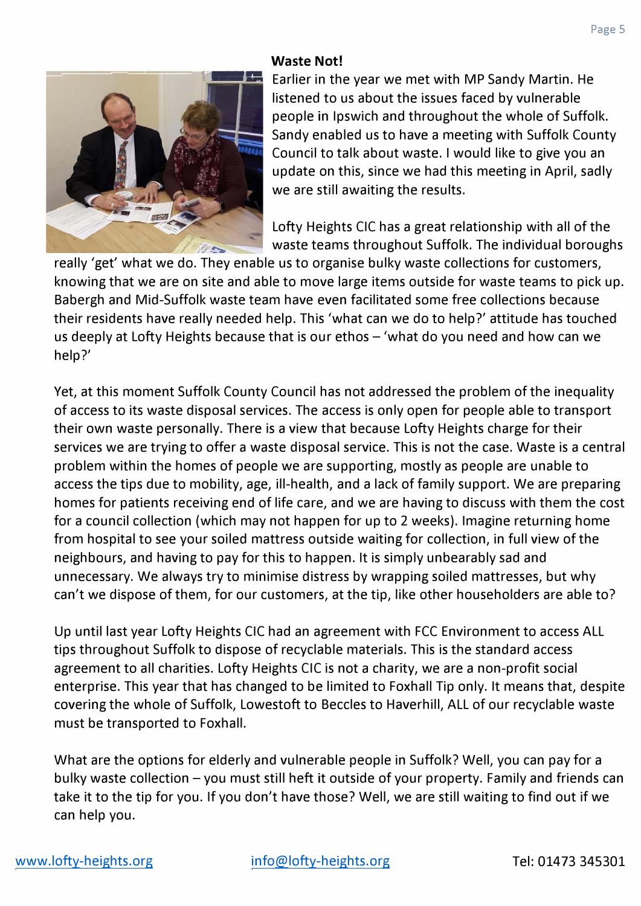**Waste Not!**

Earlier in the year we met with MP Sandy Martin. He listened to us about the issues faced by vulnerable people in Ipswich and throughout the whole of Suffolk. Sandy enabled us to have a meeting with Suffolk County Council to talk about waste. I would like to give you an update on this, since we had this meeting in April, sadly we are still awaiting the results.

Lofty Heights CIC has a great relationship with all of the waste teams throughout Suffolk. The individual boroughs really 'get' what we do. They enable us to organise bulky waste collections for customers, knowing that we are on site and able to move large items outside for waste teams to pick up. Babergh and Mid-Suffolk waste team have even facilitated some free collections because their residents have really needed help. This 'what can we do to help?' attitude has touched us deeply at Lofty Heights because that is our ethos – 'what do you need and how can we help?'

Yet, at this moment Suffolk County Council has not addressed the problem of the inequality of access to its waste disposal services. The access is only open for people able to transport their own waste personally. There is a view that because Lofty Heights charge for their services we are trying to offer a waste disposal service. This is not the case. Waste is a central problem within the homes of people we are supporting, mostly as people are unable to access the tips due to mobility, age, ill-health, and a lack of family support. We are preparing homes for patients receiving end of life care, and we are having to discuss with them the cost for a council collection (which may not happen for up to 2 weeks). Imagine returning home from hospital to see your soiled mattress outside waiting for collection, in full view of the neighbours, and having to pay for this to happen. It is simply unbearably sad and unnecessary. We always try to minimise distress by wrapping soiled mattresses, but why can't we dispose of them, for our customers, at the tip, like other householders are able to?

Up until last year Lofty Heights CIC had an agreement with FCC Environment to access ALL tips throughout Suffolk to dispose of recyclable materials. This is the standard access agreement to all charities. Lofty Heights CIC is not a charity, we are a non-profit social enterprise. This year that has changed to be limited to Foxhall Tip only. It means that, despite covering the whole of Suffolk, Lowestoft to Beccles to Haverhill, ALL of our recyclable waste must be transported to Foxhall.

What are the options for elderly and vulnerable people in Suffolk? Well, you can pay for a bulky waste collection – you must still heft it outside of your property. Family and friends can take it to the tip for you. If you don't have those? Well, we are still waiting to find out if we can help you.

www.lofty-heights.org info@lofty-heights.org Tel: 01473 345301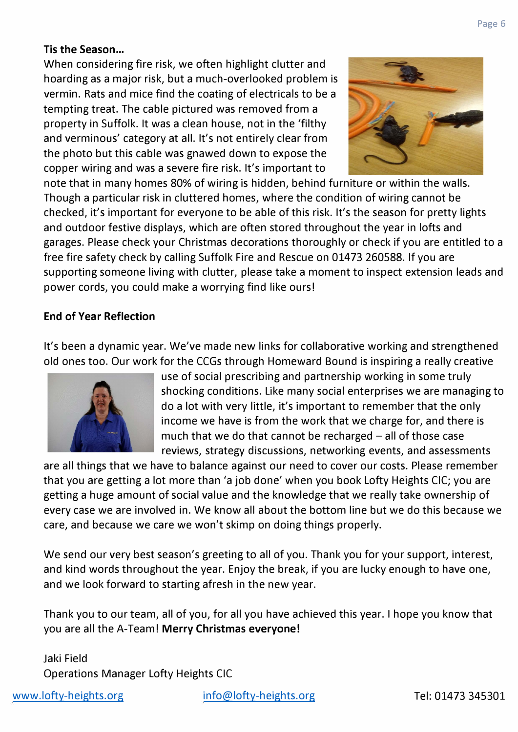**Tis the Season…**

When considering fire risk, we often highlight clutter and hoarding as a major risk, but a much-overlooked problem is vermin. Rats and mice find the coating of electricals to be a tempting treat. The cable pictured was removed from a property in Suffolk. It was a clean house, not in the 'filthy and verminous' category at all. It's not entirely clear from the photo but this cable was gnawed down to expose the copper wiring and was a severe fire risk. It's important to note that in many homes 80% of wiring is hidden, behind furniture or within the walls. Though a particular risk in cluttered homes, where the condition of wiring cannot be checked, it's important for everyone to be able of this risk. It's the season for pretty lights and outdoor festive displays, which are often stored throughout the year in lofts and garages. Please check your Christmas decorations thoroughly or check if you are entitled to a free fire safety check by calling Suffolk Fire and Rescue on 01473 260588. If you are supporting someone living with clutter, please take a moment to inspect extension leads and power cords, you could make a worrying find like ours!

**End of Year Reflection**

It's been a dynamic year. We've made new links for collaborative working and strengthened old ones too. Our work for the CCGs through Homeward Bound is inspiring a really creative use of social prescribing and partnership working in some truly shocking conditions. Like many social enterprises we are managing to do a lot with very little, it's important to remember that the only income we have is from the work that we charge for, and there is much that we do that cannot be recharged – all of those case reviews, strategy discussions, networking events, and assessments are all things that we have to balance against our need to cover our costs. Please remember that you are getting a lot more than 'a job done' when you book Lofty Heights CIC; you are getting a huge amount of social value and the knowledge that we really take ownership of every case we are involved in. We know all about the bottom line but we do this because we care, and because we care we won't skimp on doing things properly.

We send our very best season's greeting to all of you. Thank you for your support, interest, and kind words throughout the year. Enjoy the break, if you are lucky enough to have one, and we look forward to starting afresh in the new year.

Thank you to our team, all of you, for all you have achieved this year. I hope you know that you are all the A-Team! **Merry Christmas everyone!**

Jaki Field
Operations Manager Lofty Heights CIC

www.lofty-heights.org info@lofty-heights.org Tel: 01473 345301